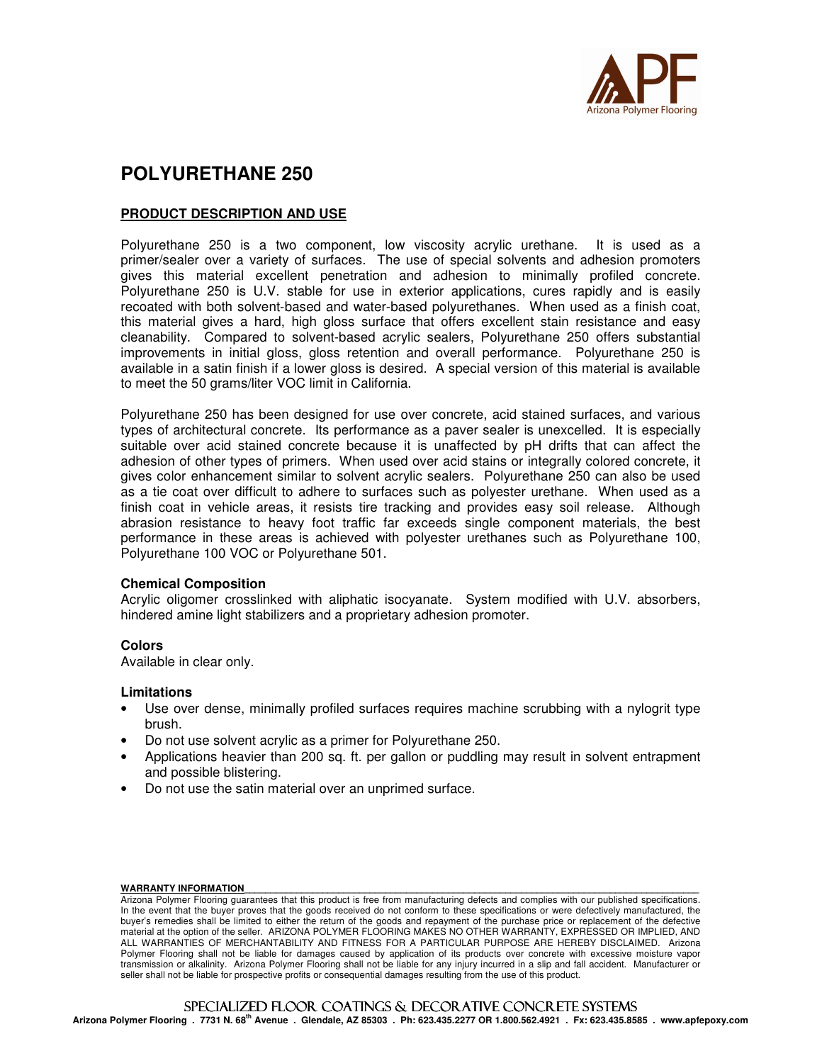# POLYURETHANE 250

## PRODUCT DESCRIPTION AND USE

Polyurethane 250 is a two component, low viscosity acrylic urethane. It is used as a primer/sealer over a variety of surfaces. The use of special solvents and adhesion promoters gives this material excellent penetration and adhesion to minimally profiled concrete. Polyurethane 250 is U.V. stable for use in exterior applications, cures rapidly and is easily recoated with both solvent-based and water-based polyurethanes. When used as a finish coat, this material gives a hard, high gloss surface that offers excellent stain resistance and easy cleanability. Compared to solvent-based acrylic sealers, Polyurethane 250 offers substantial improvements in initial gloss, gloss retention and overall performance. Polyurethane 250 is available in a satin finish if a lower gloss is desired. A special version of this material is available to meet the 50 grams/liter VOC limit in California.

Polyurethane 250 has been designed for use over concrete, acid stained surfaces, and various types of architectural concrete. Its performance as a paver sealer is unexcelled. It is especially suitable over acid stained concrete because it is unaffected by pH drifts that can affect the adhesion of other types of primers. When used over acid stains or integrally colored concrete, it gives color enhancement similar to solvent acrylic sealers. Polyurethane 250 can also be used as a tie coat over difficult to adhere to surfaces such as polyester urethane. When used as a finish coat in vehicle areas, it resists tire tracking and provides easy soil release. Although abrasion resistance to heavy foot traffic far exceeds single component materials, the best performance in these areas is achieved with polyester urethanes such as Polyurethane 100, Polyurethane 100 VOC or Polyurethane 501.

### Chemical Composition

Acrylic oligomer crosslinked with aliphatic isocyanate. System modified with U.V. absorbers, hindered amine light stabilizers and a proprietary adhesion promoter.

### Colors

Available in clear only.

### Limitations

- Use over dense, minimally profiled surfaces requires machine scrubbing with a nylogrit type brush.
- Do not use solvent acrylic as a primer for Polyurethane 250.
- Applications heavier than 200 sq. ft. per gallon or puddling may result in solvent entrapment and possible blistering.
- Do not use the satin material over an unprimed surface.

**WARRANTY INFORMATION**

Arizona Polymer Flooring guarantees that this product is free from manufacturing defects and complies with our published specifications. In the event that the buyer proves that the goods received do not conform to these specifications or were defectively manufactured, the buyer's remedies shall be limited to either the return of the goods and repayment of the purchase price or replacement of the defective material at the option of the seller. ARIZONA POLYMER FLOORING MAKES NO OTHER WARRANTY, EXPRESSED OR IMPLIED, AND ALL WARRANTIES OF MERCHANTABILITY AND FITNESS FOR A PARTICULAR PURPOSE ARE HEREBY DISCLAIMED. Arizona Polymer Flooring shall not be liable for damages caused by application of its products over concrete with excessive moisture vapor transmission or alkalinity. Arizona Polymer Flooring shall not be liable for any injury incurred in a slip and fall accident. Manufacturer or seller shall not be liable for prospective profits or consequential damages resulting from the use of this product.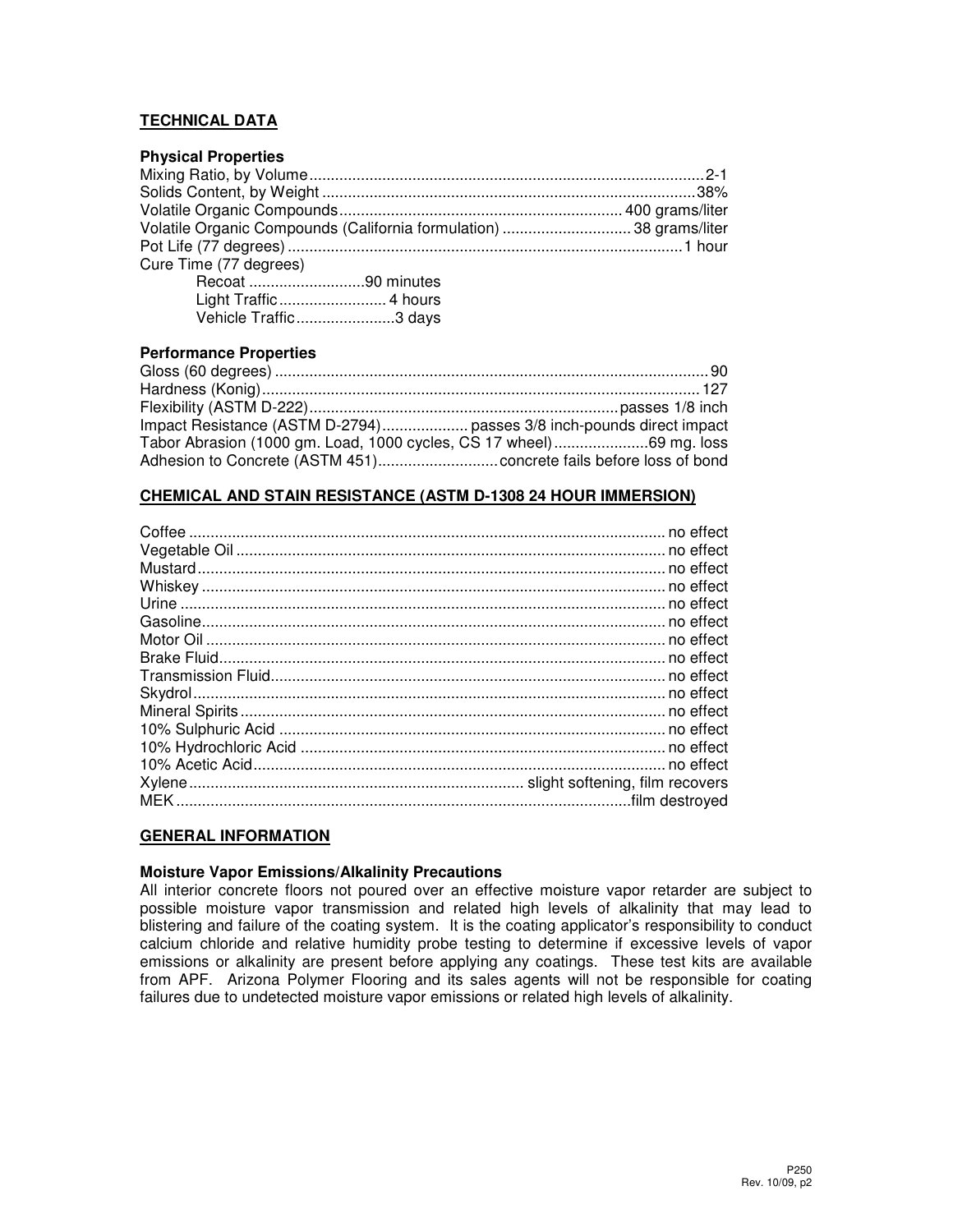## TECHNICAL DATA

### Physical Properties

| Property | Value |
|---|---|
| Mixing Ratio, by Volume | 2-1 |
| Solids Content, by Weight | 38% |
| Volatile Organic Compounds | 400 grams/liter |
| Volatile Organic Compounds (California formulation) | 38 grams/liter |
| Pot Life (77 degrees) | 1 hour |
| Cure Time (77 degrees) | |
| Recoat | 90 minutes |
| Light Traffic | 4 hours |
| Vehicle Traffic | 3 days |

### Performance Properties

| Property | Value |
|---|---|
| Gloss (60 degrees) | 90 |
| Hardness (Konig) | 127 |
| Flexibility (ASTM D-222) | passes 1/8 inch |
| Impact Resistance (ASTM D-2794) | passes 3/8 inch-pounds direct impact |
| Tabor Abrasion (1000 gm. Load, 1000 cycles, CS 17 wheel) | 69 mg. loss |
| Adhesion to Concrete (ASTM 451) | concrete fails before loss of bond |

## CHEMICAL AND STAIN RESISTANCE (ASTM D-1308 24 HOUR IMMERSION)

| Chemical | Result |
|---|---|
| Coffee | no effect |
| Vegetable Oil | no effect |
| Mustard | no effect |
| Whiskey | no effect |
| Urine | no effect |
| Gasoline | no effect |
| Motor Oil | no effect |
| Brake Fluid | no effect |
| Transmission Fluid | no effect |
| Skydrol | no effect |
| Mineral Spirits | no effect |
| 10% Sulphuric Acid | no effect |
| 10% Hydrochloric Acid | no effect |
| 10% Acetic Acid | no effect |
| Xylene | slight softening, film recovers |
| MEK | film destroyed |

## GENERAL INFORMATION

### Moisture Vapor Emissions/Alkalinity Precautions

All interior concrete floors not poured over an effective moisture vapor retarder are subject to possible moisture vapor transmission and related high levels of alkalinity that may lead to blistering and failure of the coating system. It is the coating applicator's responsibility to conduct calcium chloride and relative humidity probe testing to determine if excessive levels of vapor emissions or alkalinity are present before applying any coatings. These test kits are available from APF. Arizona Polymer Flooring and its sales agents will not be responsible for coating failures due to undetected moisture vapor emissions or related high levels of alkalinity.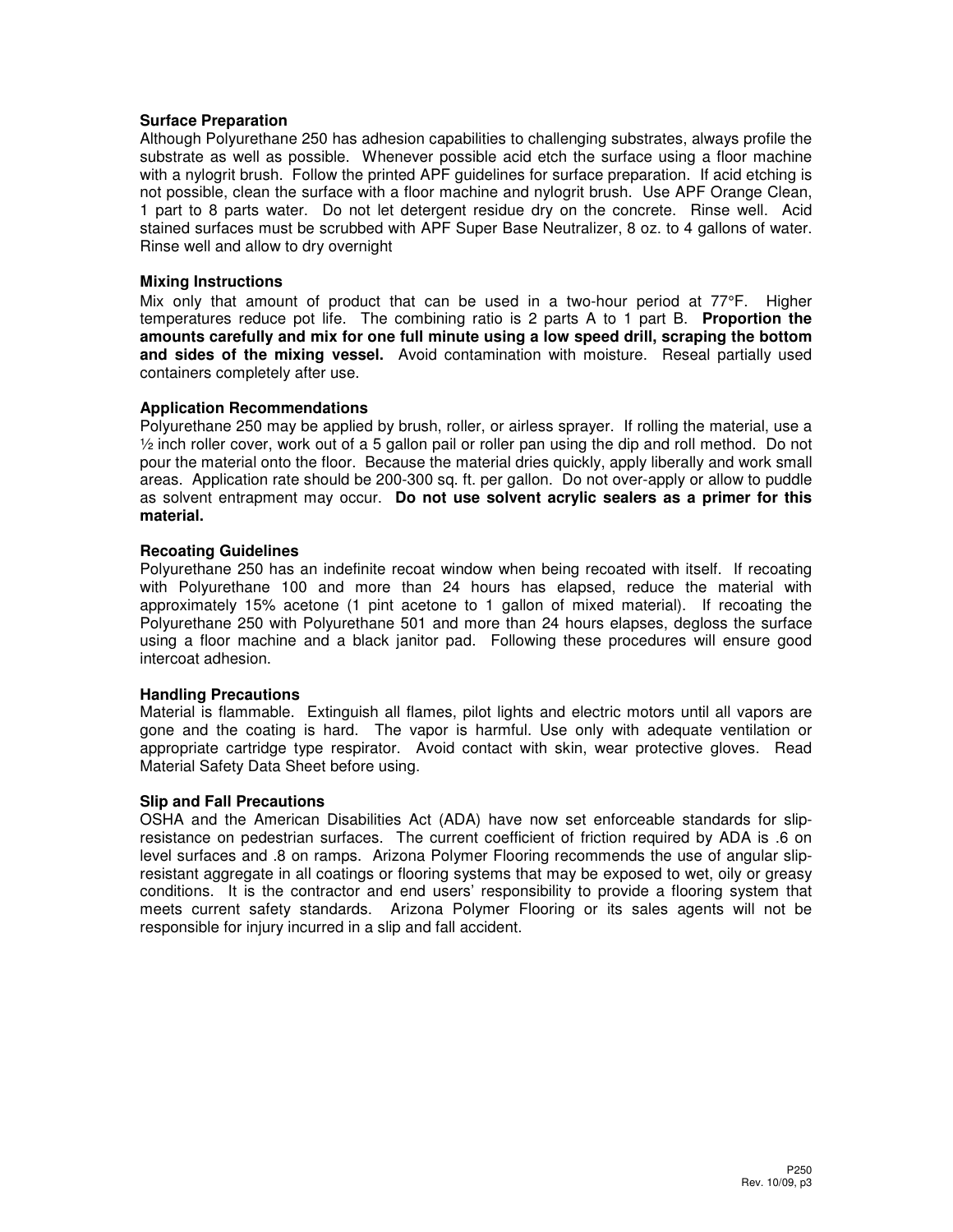### Surface Preparation

Although Polyurethane 250 has adhesion capabilities to challenging substrates, always profile the substrate as well as possible. Whenever possible acid etch the surface using a floor machine with a nylogrit brush. Follow the printed APF guidelines for surface preparation. If acid etching is not possible, clean the surface with a floor machine and nylogrit brush. Use APF Orange Clean, 1 part to 8 parts water. Do not let detergent residue dry on the concrete. Rinse well. Acid stained surfaces must be scrubbed with APF Super Base Neutralizer, 8 oz. to 4 gallons of water. Rinse well and allow to dry overnight

### Mixing Instructions

Mix only that amount of product that can be used in a two-hour period at 77°F. Higher temperatures reduce pot life. The combining ratio is 2 parts A to 1 part B. **Proportion the amounts carefully and mix for one full minute using a low speed drill, scraping the bottom and sides of the mixing vessel.** Avoid contamination with moisture. Reseal partially used containers completely after use.

### Application Recommendations

Polyurethane 250 may be applied by brush, roller, or airless sprayer. If rolling the material, use a ½ inch roller cover, work out of a 5 gallon pail or roller pan using the dip and roll method. Do not pour the material onto the floor. Because the material dries quickly, apply liberally and work small areas. Application rate should be 200-300 sq. ft. per gallon. Do not over-apply or allow to puddle as solvent entrapment may occur. **Do not use solvent acrylic sealers as a primer for this material.**

### Recoating Guidelines

Polyurethane 250 has an indefinite recoat window when being recoated with itself. If recoating with Polyurethane 100 and more than 24 hours has elapsed, reduce the material with approximately 15% acetone (1 pint acetone to 1 gallon of mixed material). If recoating the Polyurethane 250 with Polyurethane 501 and more than 24 hours elapses, degloss the surface using a floor machine and a black janitor pad. Following these procedures will ensure good intercoat adhesion.

### Handling Precautions

Material is flammable. Extinguish all flames, pilot lights and electric motors until all vapors are gone and the coating is hard. The vapor is harmful. Use only with adequate ventilation or appropriate cartridge type respirator. Avoid contact with skin, wear protective gloves. Read Material Safety Data Sheet before using.

### Slip and Fall Precautions

OSHA and the American Disabilities Act (ADA) have now set enforceable standards for slip-resistance on pedestrian surfaces. The current coefficient of friction required by ADA is .6 on level surfaces and .8 on ramps. Arizona Polymer Flooring recommends the use of angular slip-resistant aggregate in all coatings or flooring systems that may be exposed to wet, oily or greasy conditions. It is the contractor and end users' responsibility to provide a flooring system that meets current safety standards. Arizona Polymer Flooring or its sales agents will not be responsible for injury incurred in a slip and fall accident.